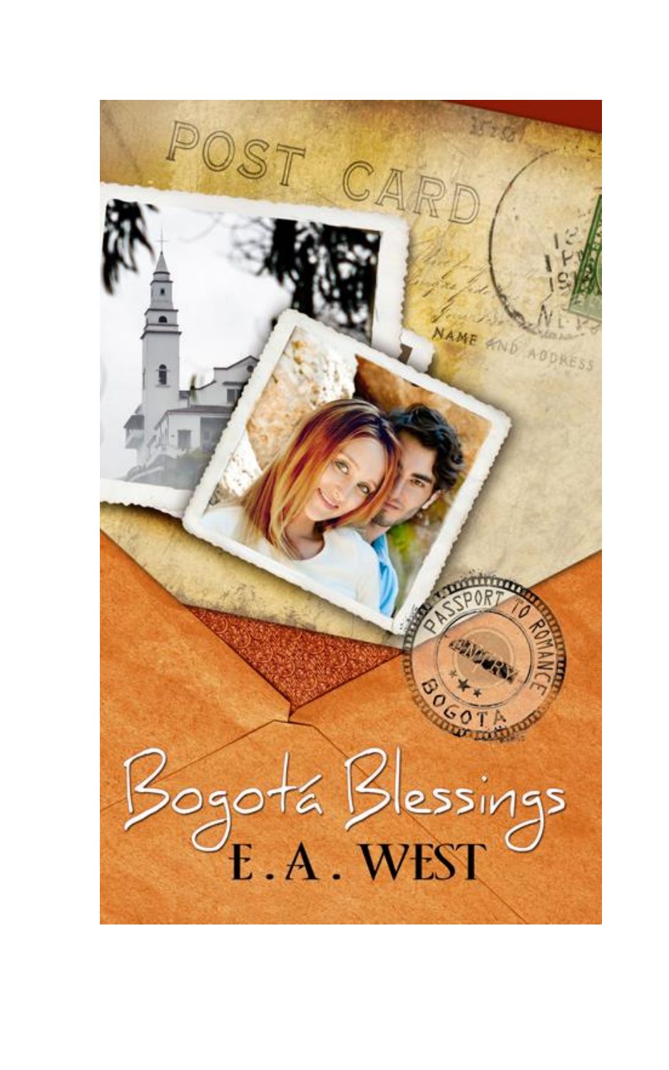# Bogotá Blessings

E. A. WEST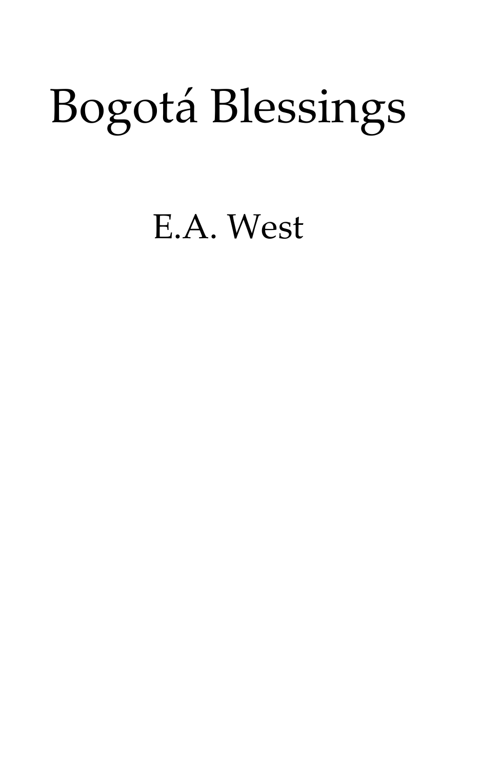# Bogotá Blessings

E.A. West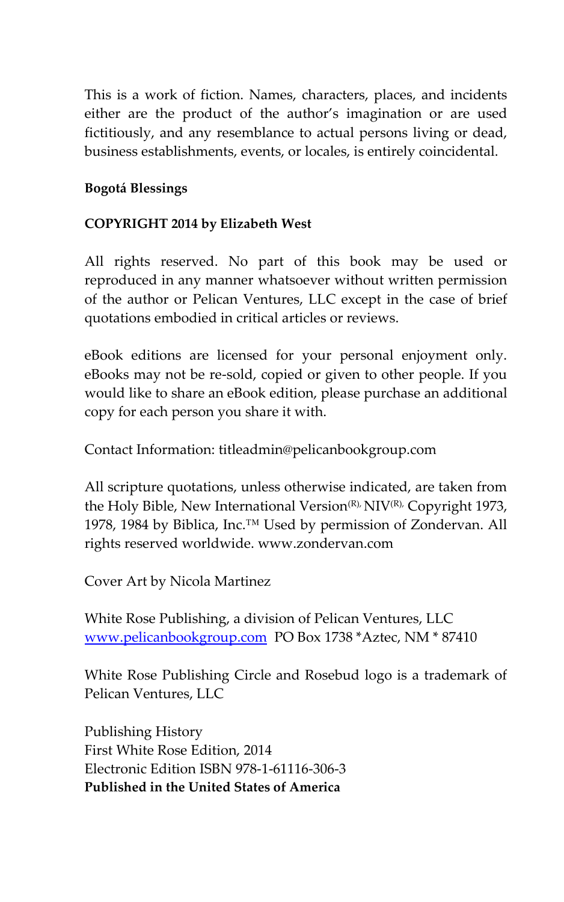This is a work of fiction. Names, characters, places, and incidents either are the product of the author's imagination or are used fictitiously, and any resemblance to actual persons living or dead, business establishments, events, or locales, is entirely coincidental.

**Bogotá Blessings**

**COPYRIGHT 2014 by Elizabeth West**

All rights reserved. No part of this book may be used or reproduced in any manner whatsoever without written permission of the author or Pelican Ventures, LLC except in the case of brief quotations embodied in critical articles or reviews.

eBook editions are licensed for your personal enjoyment only. eBooks may not be re-sold, copied or given to other people. If you would like to share an eBook edition, please purchase an additional copy for each person you share it with.

Contact Information: titleadmin@pelicanbookgroup.com

All scripture quotations, unless otherwise indicated, are taken from the Holy Bible, New International Version(R), NIV(R), Copyright 1973, 1978, 1984 by Biblica, Inc.™ Used by permission of Zondervan. All rights reserved worldwide. www.zondervan.com

Cover Art by Nicola Martinez

White Rose Publishing, a division of Pelican Ventures, LLC
www.pelicanbookgroup.com PO Box 1738 *Aztec, NM * 87410

White Rose Publishing Circle and Rosebud logo is a trademark of Pelican Ventures, LLC

Publishing History
First White Rose Edition, 2014
Electronic Edition ISBN 978-1-61116-306-3
**Published in the United States of America**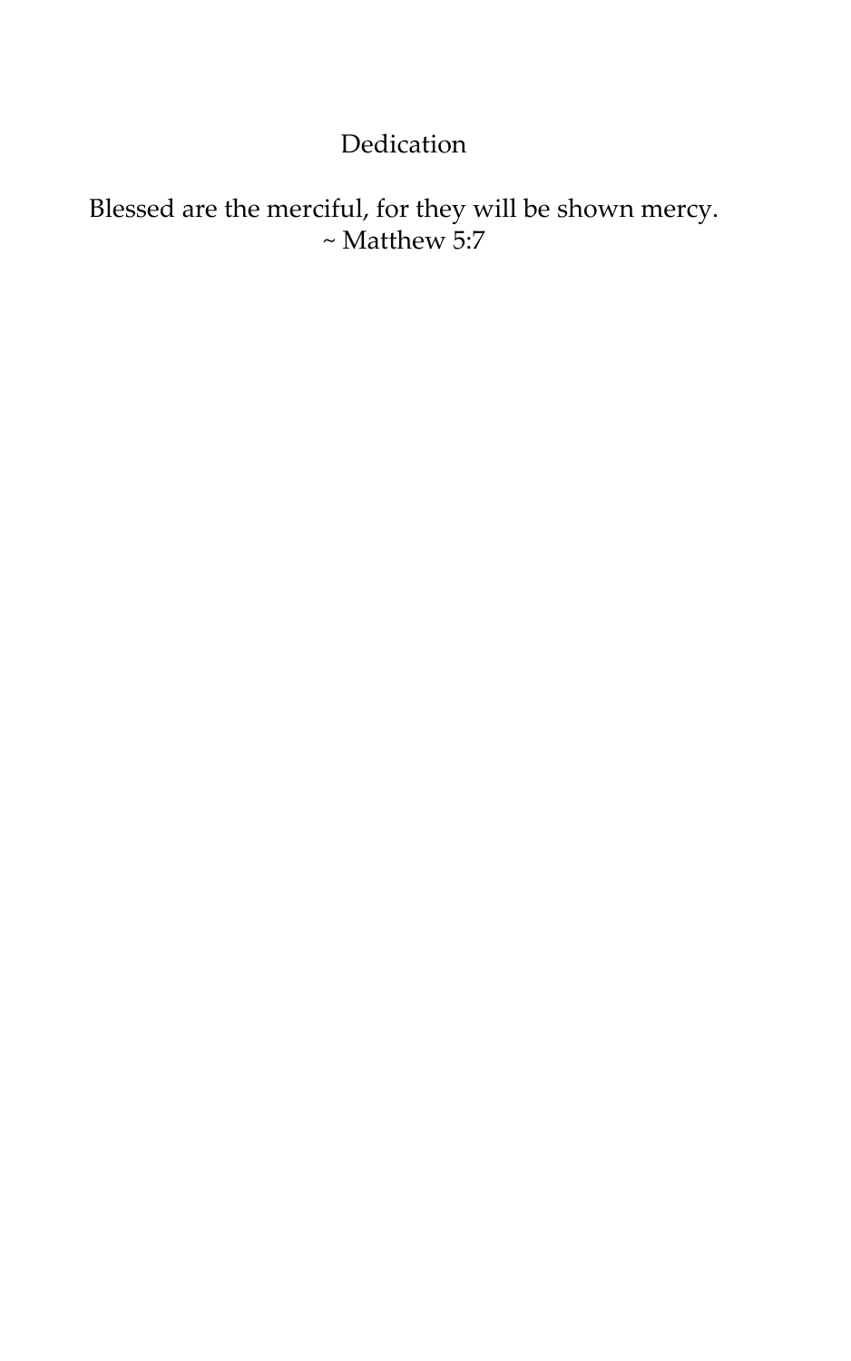# Dedication

Blessed are the merciful, for they will be shown mercy.
~ Matthew 5:7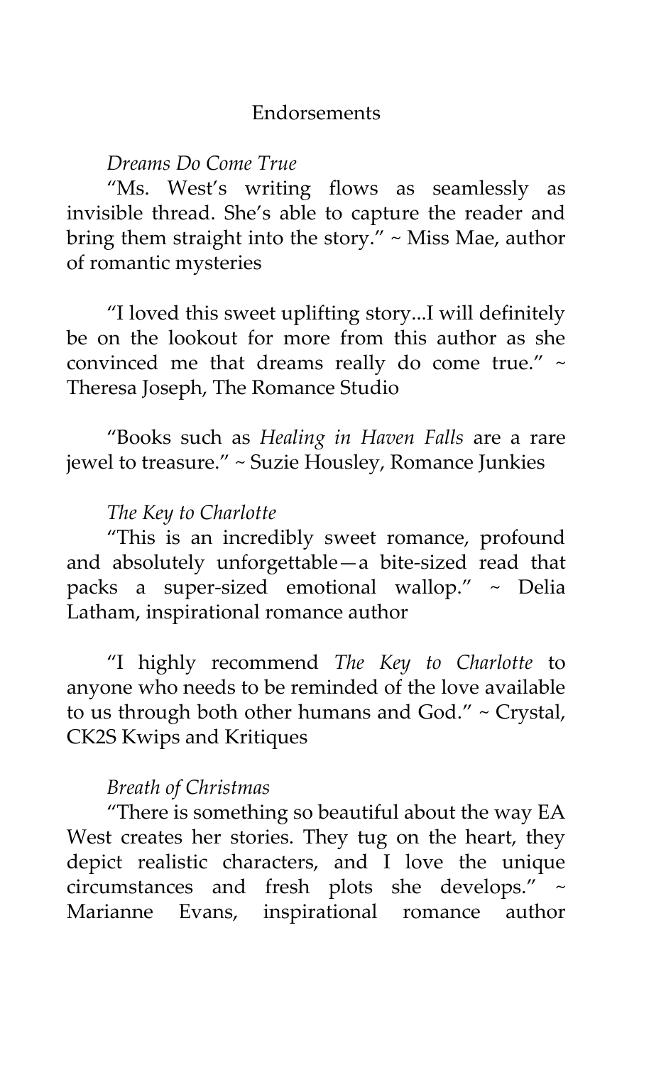# Endorsements

*Dreams Do Come True*

"Ms. West's writing flows as seamlessly as invisible thread. She's able to capture the reader and bring them straight into the story." ~ Miss Mae, author of romantic mysteries

"I loved this sweet uplifting story...I will definitely be on the lookout for more from this author as she convinced me that dreams really do come true." ~ Theresa Joseph, The Romance Studio

"Books such as *Healing in Haven Falls* are a rare jewel to treasure." ~ Suzie Housley, Romance Junkies

*The Key to Charlotte*

"This is an incredibly sweet romance, profound and absolutely unforgettable—a bite-sized read that packs a super-sized emotional wallop." ~ Delia Latham, inspirational romance author

"I highly recommend *The Key to Charlotte* to anyone who needs to be reminded of the love available to us through both other humans and God." ~ Crystal, CK2S Kwips and Kritiques

*Breath of Christmas*

"There is something so beautiful about the way EA West creates her stories. They tug on the heart, they depict realistic characters, and I love the unique circumstances and fresh plots she develops." ~ Marianne Evans, inspirational romance author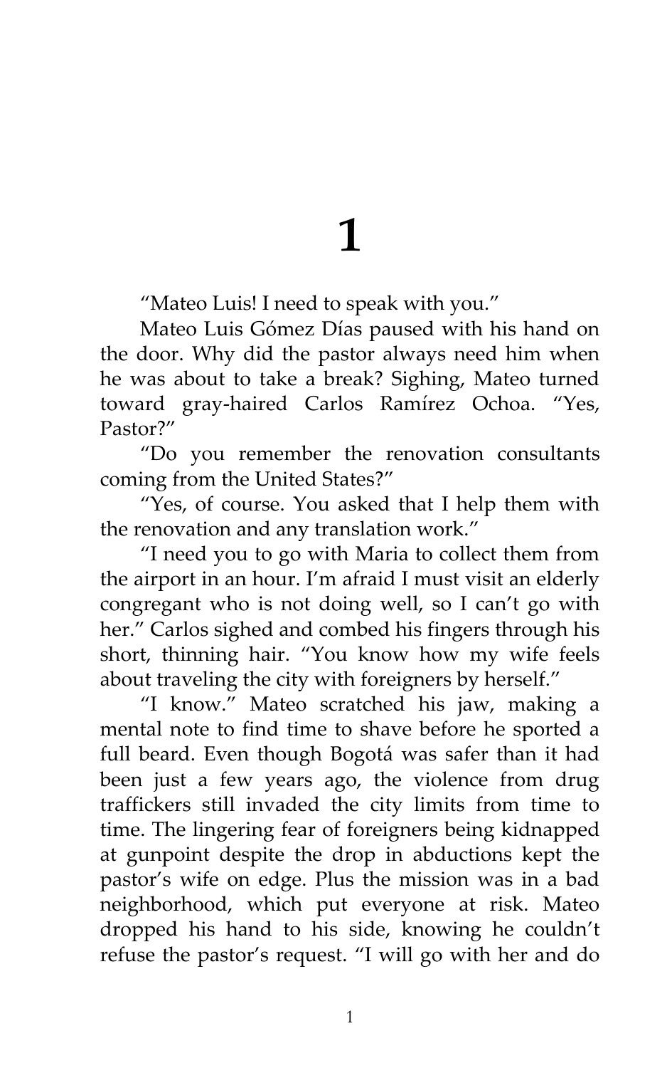# 1

"Mateo Luis! I need to speak with you."

Mateo Luis Gómez Días paused with his hand on the door. Why did the pastor always need him when he was about to take a break? Sighing, Mateo turned toward gray-haired Carlos Ramírez Ochoa. "Yes, Pastor?"

"Do you remember the renovation consultants coming from the United States?"

"Yes, of course. You asked that I help them with the renovation and any translation work."

"I need you to go with Maria to collect them from the airport in an hour. I'm afraid I must visit an elderly congregant who is not doing well, so I can't go with her." Carlos sighed and combed his fingers through his short, thinning hair. "You know how my wife feels about traveling the city with foreigners by herself."

"I know." Mateo scratched his jaw, making a mental note to find time to shave before he sported a full beard. Even though Bogotá was safer than it had been just a few years ago, the violence from drug traffickers still invaded the city limits from time to time. The lingering fear of foreigners being kidnapped at gunpoint despite the drop in abductions kept the pastor's wife on edge. Plus the mission was in a bad neighborhood, which put everyone at risk. Mateo dropped his hand to his side, knowing he couldn't refuse the pastor's request. "I will go with her and do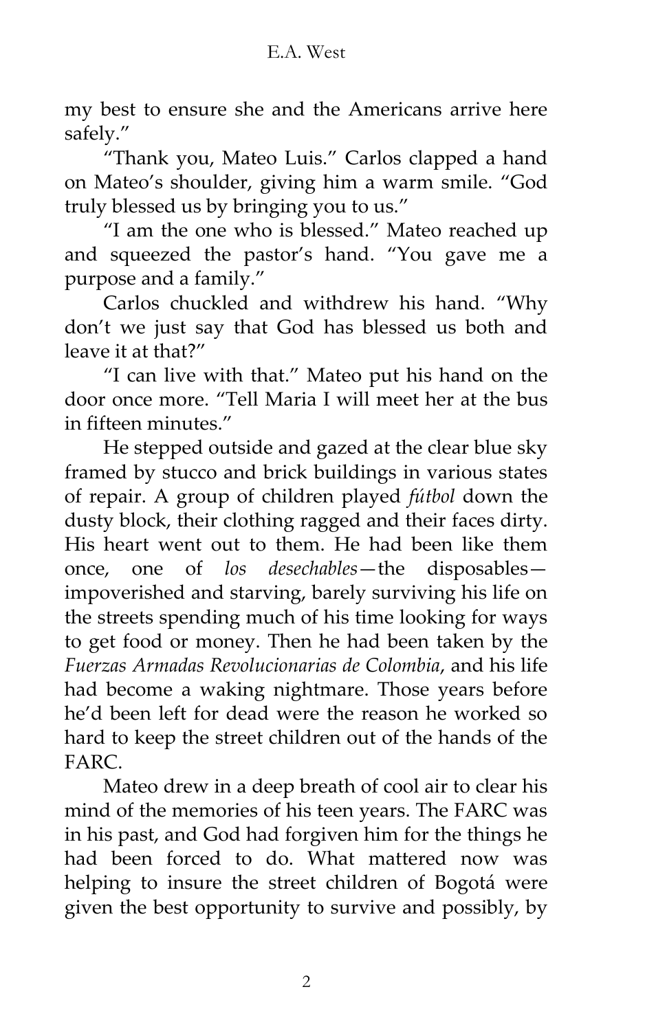my best to ensure she and the Americans arrive here safely."

"Thank you, Mateo Luis." Carlos clapped a hand on Mateo's shoulder, giving him a warm smile. "God truly blessed us by bringing you to us."

"I am the one who is blessed." Mateo reached up and squeezed the pastor's hand. "You gave me a purpose and a family."

Carlos chuckled and withdrew his hand. "Why don't we just say that God has blessed us both and leave it at that?"

"I can live with that." Mateo put his hand on the door once more. "Tell Maria I will meet her at the bus in fifteen minutes."

He stepped outside and gazed at the clear blue sky framed by stucco and brick buildings in various states of repair. A group of children played *fútbol* down the dusty block, their clothing ragged and their faces dirty. His heart went out to them. He had been like them once, one of *los desechables*—the disposables—impoverished and starving, barely surviving his life on the streets spending much of his time looking for ways to get food or money. Then he had been taken by the *Fuerzas Armadas Revolucionarias de Colombia*, and his life had become a waking nightmare. Those years before he'd been left for dead were the reason he worked so hard to keep the street children out of the hands of the FARC.

Mateo drew in a deep breath of cool air to clear his mind of the memories of his teen years. The FARC was in his past, and God had forgiven him for the things he had been forced to do. What mattered now was helping to insure the street children of Bogotá were given the best opportunity to survive and possibly, by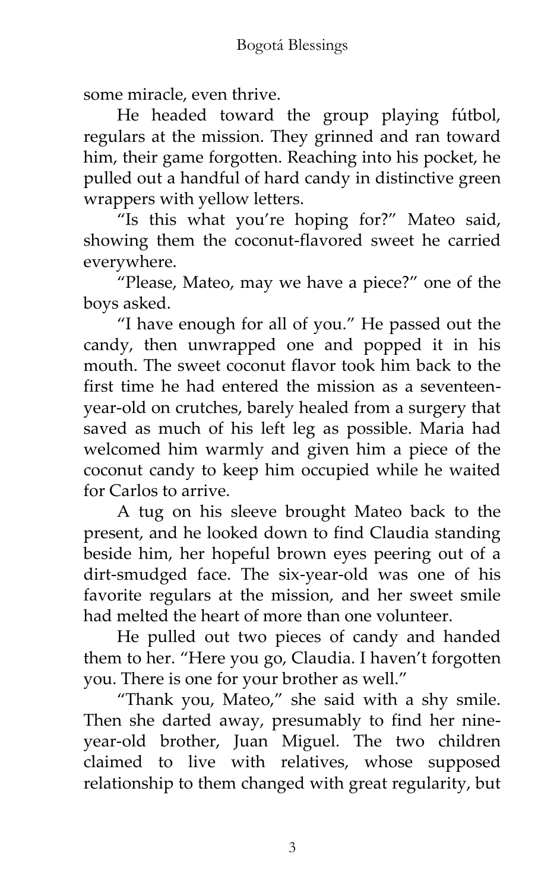some miracle, even thrive.

He headed toward the group playing fútbol, regulars at the mission. They grinned and ran toward him, their game forgotten. Reaching into his pocket, he pulled out a handful of hard candy in distinctive green wrappers with yellow letters.

"Is this what you're hoping for?" Mateo said, showing them the coconut-flavored sweet he carried everywhere.

"Please, Mateo, may we have a piece?" one of the boys asked.

"I have enough for all of you." He passed out the candy, then unwrapped one and popped it in his mouth. The sweet coconut flavor took him back to the first time he had entered the mission as a seventeen-year-old on crutches, barely healed from a surgery that saved as much of his left leg as possible. Maria had welcomed him warmly and given him a piece of the coconut candy to keep him occupied while he waited for Carlos to arrive.

A tug on his sleeve brought Mateo back to the present, and he looked down to find Claudia standing beside him, her hopeful brown eyes peering out of a dirt-smudged face. The six-year-old was one of his favorite regulars at the mission, and her sweet smile had melted the heart of more than one volunteer.

He pulled out two pieces of candy and handed them to her. "Here you go, Claudia. I haven't forgotten you. There is one for your brother as well."

"Thank you, Mateo," she said with a shy smile. Then she darted away, presumably to find her nine-year-old brother, Juan Miguel. The two children claimed to live with relatives, whose supposed relationship to them changed with great regularity, but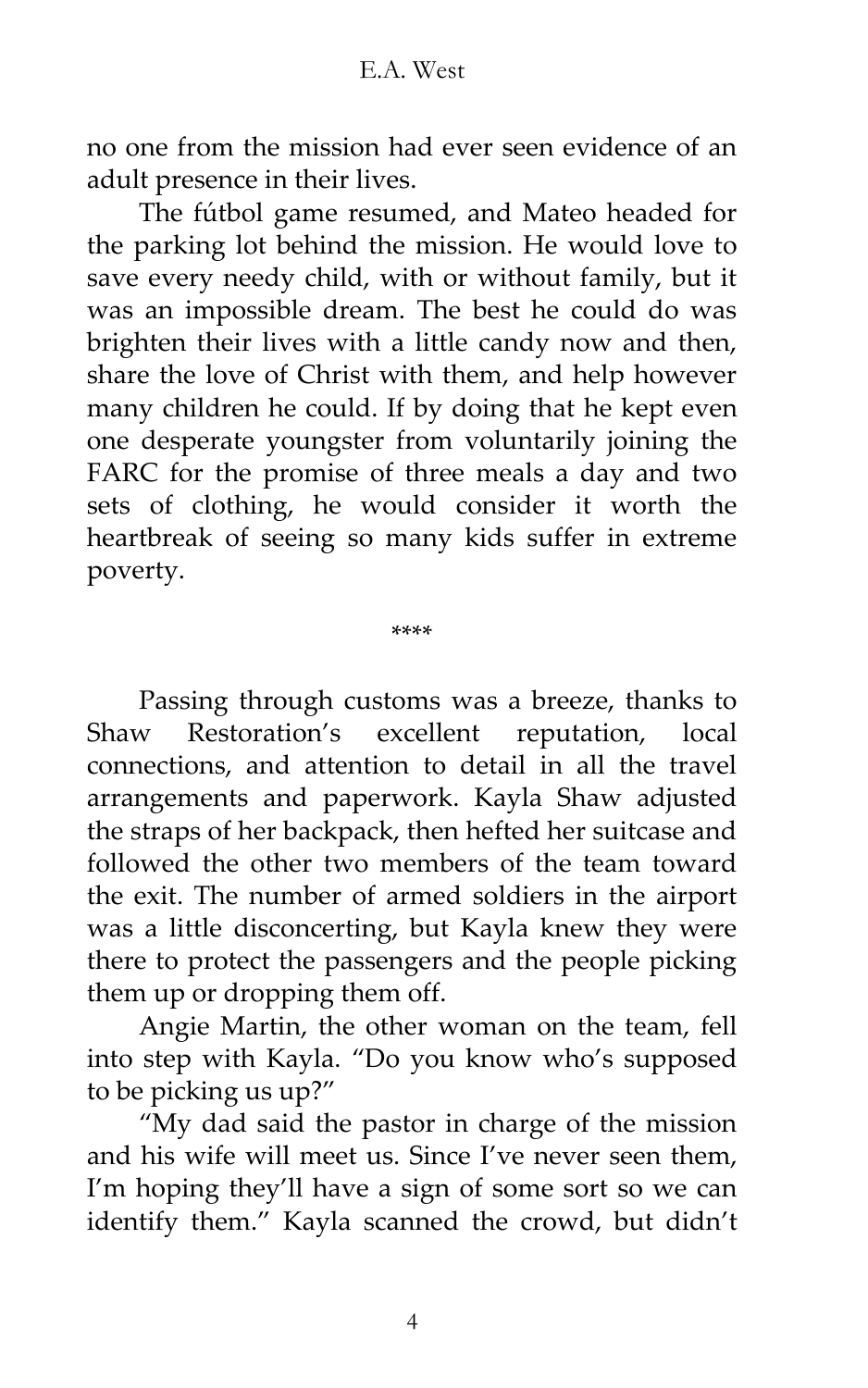no one from the mission had ever seen evidence of an adult presence in their lives.

The fútbol game resumed, and Mateo headed for the parking lot behind the mission. He would love to save every needy child, with or without family, but it was an impossible dream. The best he could do was brighten their lives with a little candy now and then, share the love of Christ with them, and help however many children he could. If by doing that he kept even one desperate youngster from voluntarily joining the FARC for the promise of three meals a day and two sets of clothing, he would consider it worth the heartbreak of seeing so many kids suffer in extreme poverty.

\*\*\*\*

Passing through customs was a breeze, thanks to Shaw Restoration's excellent reputation, local connections, and attention to detail in all the travel arrangements and paperwork. Kayla Shaw adjusted the straps of her backpack, then hefted her suitcase and followed the other two members of the team toward the exit. The number of armed soldiers in the airport was a little disconcerting, but Kayla knew they were there to protect the passengers and the people picking them up or dropping them off.

Angie Martin, the other woman on the team, fell into step with Kayla. "Do you know who's supposed to be picking us up?"

"My dad said the pastor in charge of the mission and his wife will meet us. Since I've never seen them, I'm hoping they'll have a sign of some sort so we can identify them." Kayla scanned the crowd, but didn't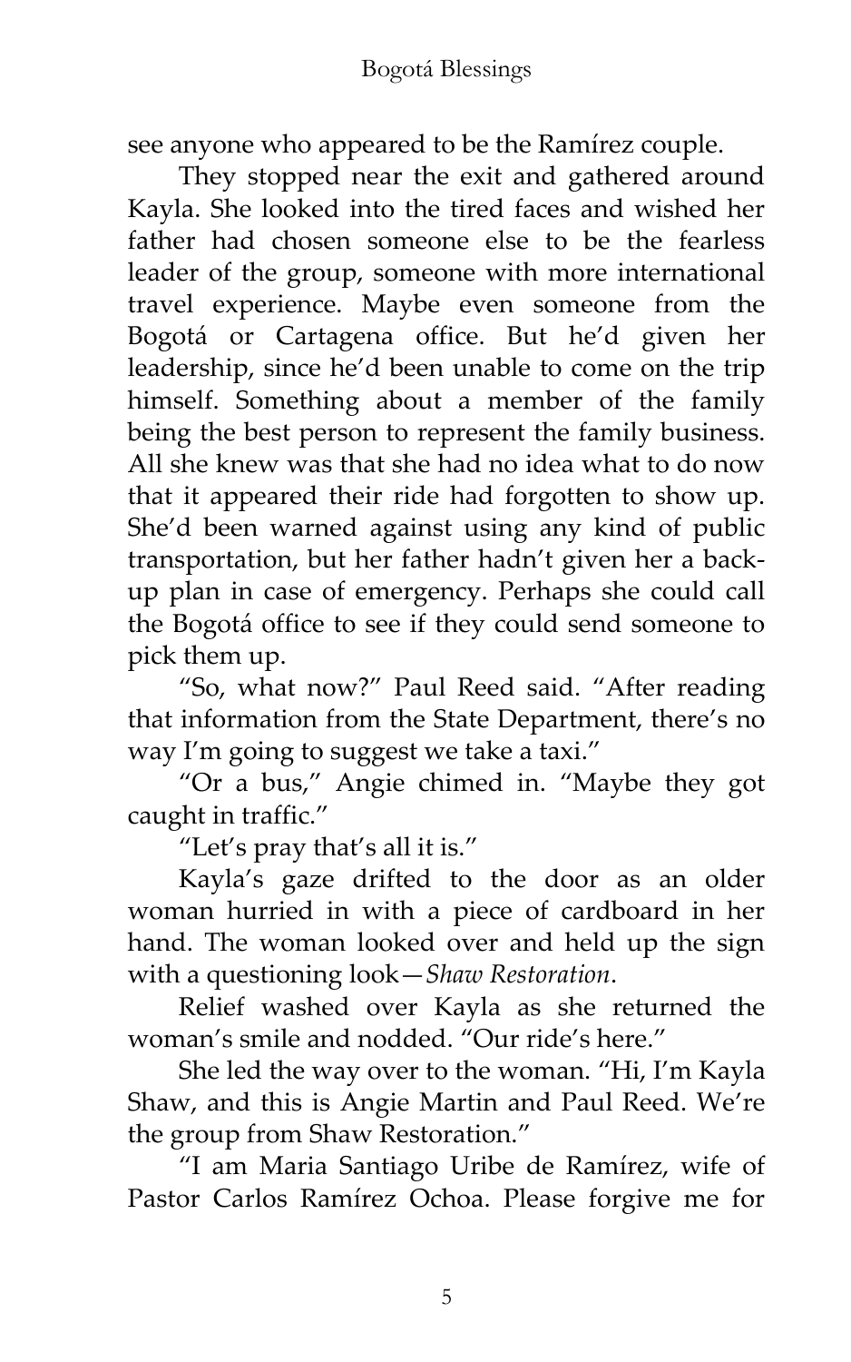see anyone who appeared to be the Ramírez couple.

They stopped near the exit and gathered around Kayla. She looked into the tired faces and wished her father had chosen someone else to be the fearless leader of the group, someone with more international travel experience. Maybe even someone from the Bogotá or Cartagena office. But he'd given her leadership, since he'd been unable to come on the trip himself. Something about a member of the family being the best person to represent the family business. All she knew was that she had no idea what to do now that it appeared their ride had forgotten to show up. She'd been warned against using any kind of public transportation, but her father hadn't given her a back-up plan in case of emergency. Perhaps she could call the Bogotá office to see if they could send someone to pick them up.

"So, what now?" Paul Reed said. "After reading that information from the State Department, there's no way I'm going to suggest we take a taxi."

"Or a bus," Angie chimed in. "Maybe they got caught in traffic."

"Let's pray that's all it is."

Kayla's gaze drifted to the door as an older woman hurried in with a piece of cardboard in her hand. The woman looked over and held up the sign with a questioning look—*Shaw Restoration*.

Relief washed over Kayla as she returned the woman's smile and nodded. "Our ride's here."

She led the way over to the woman. "Hi, I'm Kayla Shaw, and this is Angie Martin and Paul Reed. We're the group from Shaw Restoration."

"I am Maria Santiago Uribe de Ramírez, wife of Pastor Carlos Ramírez Ochoa. Please forgive me for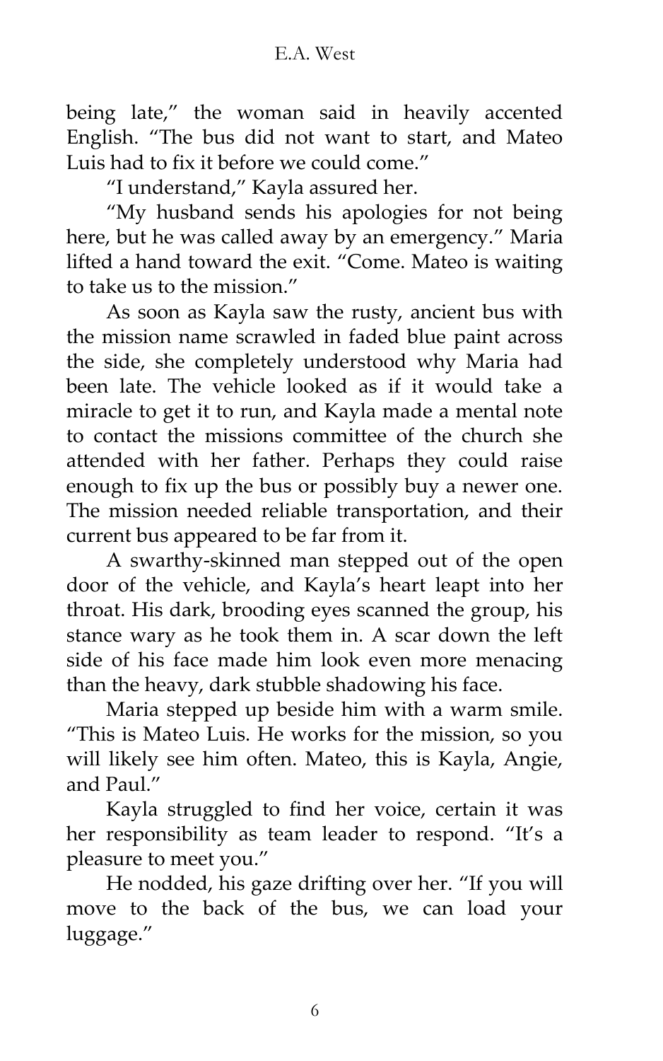being late," the woman said in heavily accented English. "The bus did not want to start, and Mateo Luis had to fix it before we could come."

"I understand," Kayla assured her.

"My husband sends his apologies for not being here, but he was called away by an emergency." Maria lifted a hand toward the exit. "Come. Mateo is waiting to take us to the mission."

As soon as Kayla saw the rusty, ancient bus with the mission name scrawled in faded blue paint across the side, she completely understood why Maria had been late. The vehicle looked as if it would take a miracle to get it to run, and Kayla made a mental note to contact the missions committee of the church she attended with her father. Perhaps they could raise enough to fix up the bus or possibly buy a newer one. The mission needed reliable transportation, and their current bus appeared to be far from it.

A swarthy-skinned man stepped out of the open door of the vehicle, and Kayla's heart leapt into her throat. His dark, brooding eyes scanned the group, his stance wary as he took them in. A scar down the left side of his face made him look even more menacing than the heavy, dark stubble shadowing his face.

Maria stepped up beside him with a warm smile. "This is Mateo Luis. He works for the mission, so you will likely see him often. Mateo, this is Kayla, Angie, and Paul."

Kayla struggled to find her voice, certain it was her responsibility as team leader to respond. "It's a pleasure to meet you."

He nodded, his gaze drifting over her. "If you will move to the back of the bus, we can load your luggage."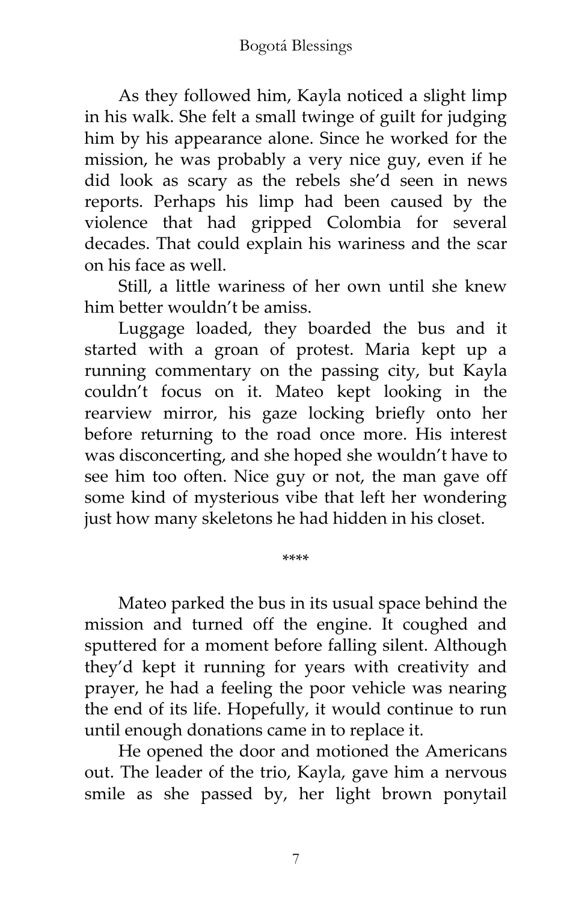As they followed him, Kayla noticed a slight limp in his walk. She felt a small twinge of guilt for judging him by his appearance alone. Since he worked for the mission, he was probably a very nice guy, even if he did look as scary as the rebels she'd seen in news reports. Perhaps his limp had been caused by the violence that had gripped Colombia for several decades. That could explain his wariness and the scar on his face as well.

Still, a little wariness of her own until she knew him better wouldn't be amiss.

Luggage loaded, they boarded the bus and it started with a groan of protest. Maria kept up a running commentary on the passing city, but Kayla couldn't focus on it. Mateo kept looking in the rearview mirror, his gaze locking briefly onto her before returning to the road once more. His interest was disconcerting, and she hoped she wouldn't have to see him too often. Nice guy or not, the man gave off some kind of mysterious vibe that left her wondering just how many skeletons he had hidden in his closet.

****

Mateo parked the bus in its usual space behind the mission and turned off the engine. It coughed and sputtered for a moment before falling silent. Although they'd kept it running for years with creativity and prayer, he had a feeling the poor vehicle was nearing the end of its life. Hopefully, it would continue to run until enough donations came in to replace it.

He opened the door and motioned the Americans out. The leader of the trio, Kayla, gave him a nervous smile as she passed by, her light brown ponytail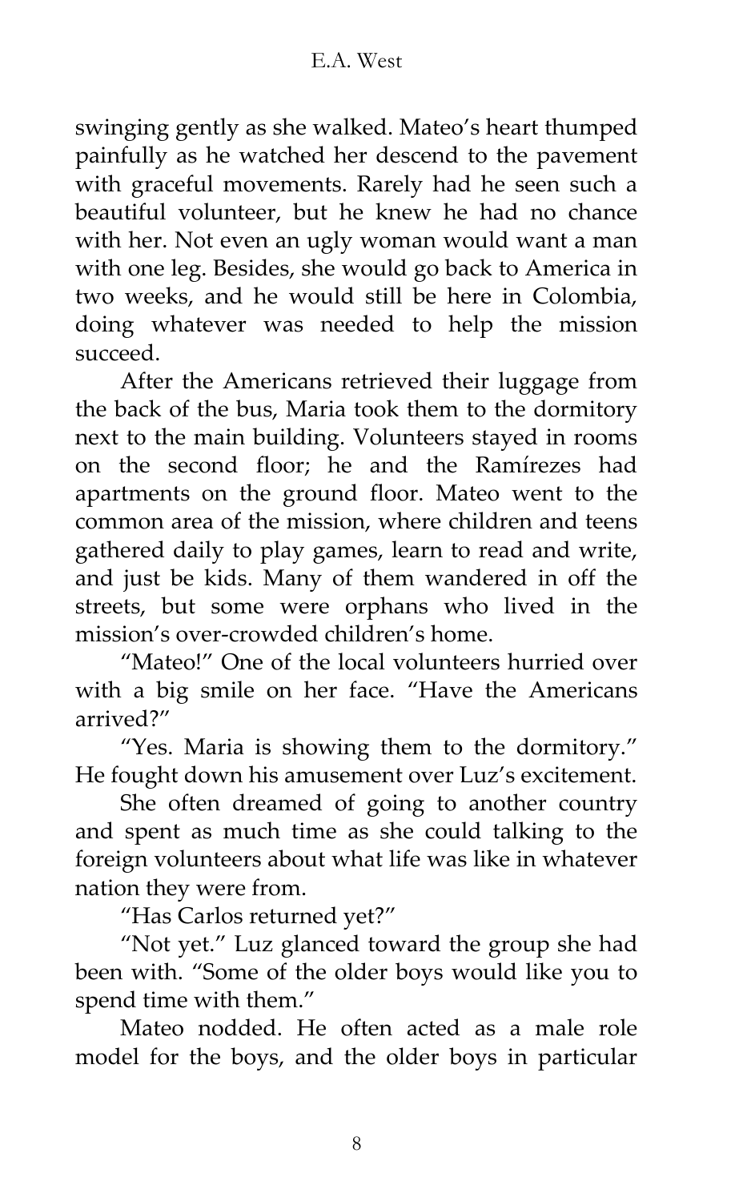swinging gently as she walked. Mateo's heart thumped painfully as he watched her descend to the pavement with graceful movements. Rarely had he seen such a beautiful volunteer, but he knew he had no chance with her. Not even an ugly woman would want a man with one leg. Besides, she would go back to America in two weeks, and he would still be here in Colombia, doing whatever was needed to help the mission succeed.

After the Americans retrieved their luggage from the back of the bus, Maria took them to the dormitory next to the main building. Volunteers stayed in rooms on the second floor; he and the Ramírezes had apartments on the ground floor. Mateo went to the common area of the mission, where children and teens gathered daily to play games, learn to read and write, and just be kids. Many of them wandered in off the streets, but some were orphans who lived in the mission's over-crowded children's home.

"Mateo!" One of the local volunteers hurried over with a big smile on her face. "Have the Americans arrived?"

"Yes. Maria is showing them to the dormitory." He fought down his amusement over Luz's excitement.

She often dreamed of going to another country and spent as much time as she could talking to the foreign volunteers about what life was like in whatever nation they were from.

"Has Carlos returned yet?"

"Not yet." Luz glanced toward the group she had been with. "Some of the older boys would like you to spend time with them."

Mateo nodded. He often acted as a male role model for the boys, and the older boys in particular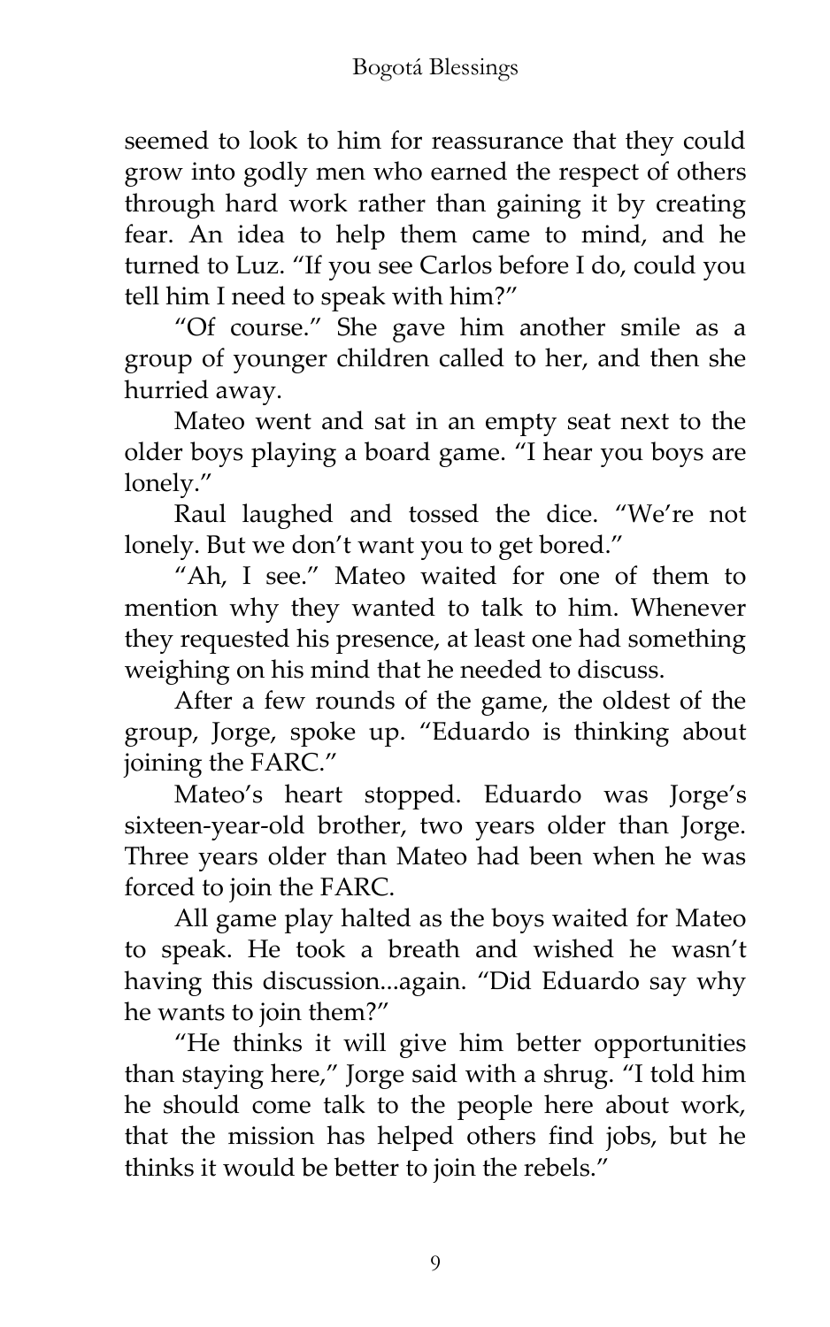seemed to look to him for reassurance that they could grow into godly men who earned the respect of others through hard work rather than gaining it by creating fear. An idea to help them came to mind, and he turned to Luz. "If you see Carlos before I do, could you tell him I need to speak with him?"

"Of course." She gave him another smile as a group of younger children called to her, and then she hurried away.

Mateo went and sat in an empty seat next to the older boys playing a board game. "I hear you boys are lonely."

Raul laughed and tossed the dice. "We're not lonely. But we don't want you to get bored."

"Ah, I see." Mateo waited for one of them to mention why they wanted to talk to him. Whenever they requested his presence, at least one had something weighing on his mind that he needed to discuss.

After a few rounds of the game, the oldest of the group, Jorge, spoke up. "Eduardo is thinking about joining the FARC."

Mateo's heart stopped. Eduardo was Jorge's sixteen-year-old brother, two years older than Jorge. Three years older than Mateo had been when he was forced to join the FARC.

All game play halted as the boys waited for Mateo to speak. He took a breath and wished he wasn't having this discussion...again. "Did Eduardo say why he wants to join them?"

"He thinks it will give him better opportunities than staying here," Jorge said with a shrug. "I told him he should come talk to the people here about work, that the mission has helped others find jobs, but he thinks it would be better to join the rebels."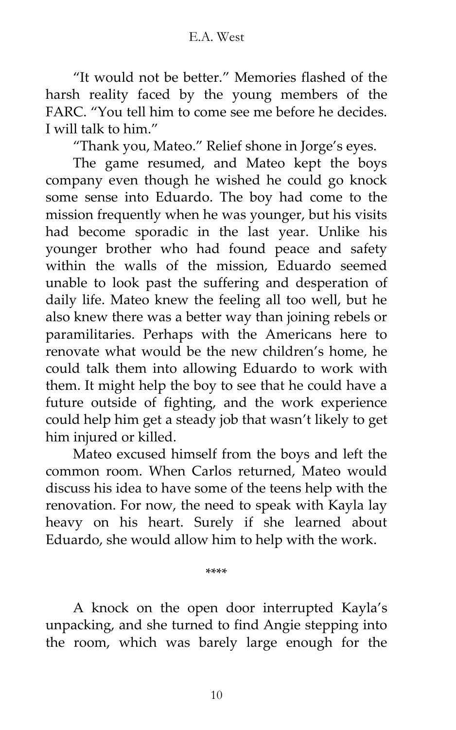"It would not be better." Memories flashed of the harsh reality faced by the young members of the FARC. "You tell him to come see me before he decides. I will talk to him."

"Thank you, Mateo." Relief shone in Jorge's eyes.

The game resumed, and Mateo kept the boys company even though he wished he could go knock some sense into Eduardo. The boy had come to the mission frequently when he was younger, but his visits had become sporadic in the last year. Unlike his younger brother who had found peace and safety within the walls of the mission, Eduardo seemed unable to look past the suffering and desperation of daily life. Mateo knew the feeling all too well, but he also knew there was a better way than joining rebels or paramilitaries. Perhaps with the Americans here to renovate what would be the new children's home, he could talk them into allowing Eduardo to work with them. It might help the boy to see that he could have a future outside of fighting, and the work experience could help him get a steady job that wasn't likely to get him injured or killed.

Mateo excused himself from the boys and left the common room. When Carlos returned, Mateo would discuss his idea to have some of the teens help with the renovation. For now, the need to speak with Kayla lay heavy on his heart. Surely if she learned about Eduardo, she would allow him to help with the work.

\*\*\*\*

A knock on the open door interrupted Kayla's unpacking, and she turned to find Angie stepping into the room, which was barely large enough for the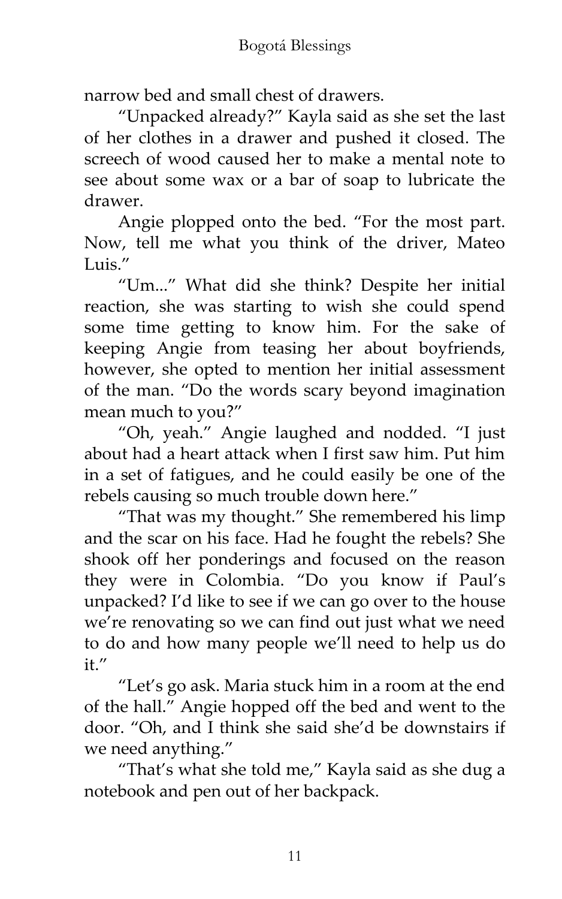narrow bed and small chest of drawers.

"Unpacked already?" Kayla said as she set the last of her clothes in a drawer and pushed it closed. The screech of wood caused her to make a mental note to see about some wax or a bar of soap to lubricate the drawer.

Angie plopped onto the bed. "For the most part. Now, tell me what you think of the driver, Mateo Luis."

"Um..." What did she think? Despite her initial reaction, she was starting to wish she could spend some time getting to know him. For the sake of keeping Angie from teasing her about boyfriends, however, she opted to mention her initial assessment of the man. "Do the words scary beyond imagination mean much to you?"

"Oh, yeah." Angie laughed and nodded. "I just about had a heart attack when I first saw him. Put him in a set of fatigues, and he could easily be one of the rebels causing so much trouble down here."

"That was my thought." She remembered his limp and the scar on his face. Had he fought the rebels? She shook off her ponderings and focused on the reason they were in Colombia. "Do you know if Paul's unpacked? I'd like to see if we can go over to the house we're renovating so we can find out just what we need to do and how many people we'll need to help us do it."

"Let's go ask. Maria stuck him in a room at the end of the hall." Angie hopped off the bed and went to the door. "Oh, and I think she said she'd be downstairs if we need anything."

"That's what she told me," Kayla said as she dug a notebook and pen out of her backpack.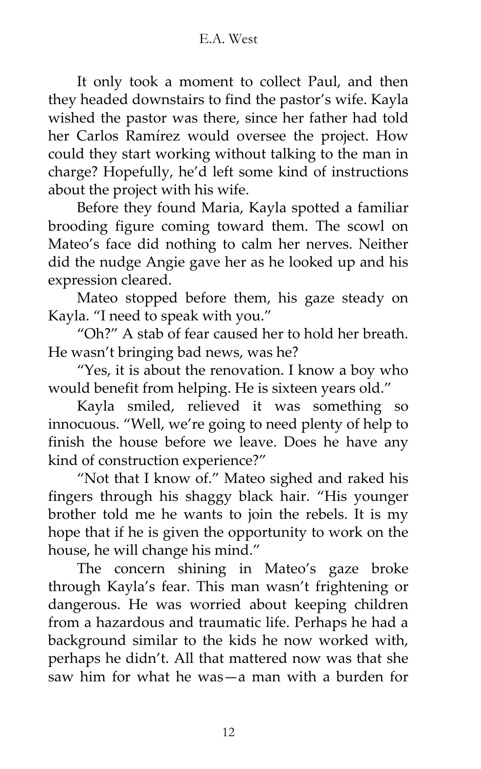It only took a moment to collect Paul, and then they headed downstairs to find the pastor's wife. Kayla wished the pastor was there, since her father had told her Carlos Ramírez would oversee the project. How could they start working without talking to the man in charge? Hopefully, he'd left some kind of instructions about the project with his wife.

Before they found Maria, Kayla spotted a familiar brooding figure coming toward them. The scowl on Mateo's face did nothing to calm her nerves. Neither did the nudge Angie gave her as he looked up and his expression cleared.

Mateo stopped before them, his gaze steady on Kayla. "I need to speak with you."

"Oh?" A stab of fear caused her to hold her breath. He wasn't bringing bad news, was he?

"Yes, it is about the renovation. I know a boy who would benefit from helping. He is sixteen years old."

Kayla smiled, relieved it was something so innocuous. "Well, we're going to need plenty of help to finish the house before we leave. Does he have any kind of construction experience?"

"Not that I know of." Mateo sighed and raked his fingers through his shaggy black hair. "His younger brother told me he wants to join the rebels. It is my hope that if he is given the opportunity to work on the house, he will change his mind."

The concern shining in Mateo's gaze broke through Kayla's fear. This man wasn't frightening or dangerous. He was worried about keeping children from a hazardous and traumatic life. Perhaps he had a background similar to the kids he now worked with, perhaps he didn't. All that mattered now was that she saw him for what he was—a man with a burden for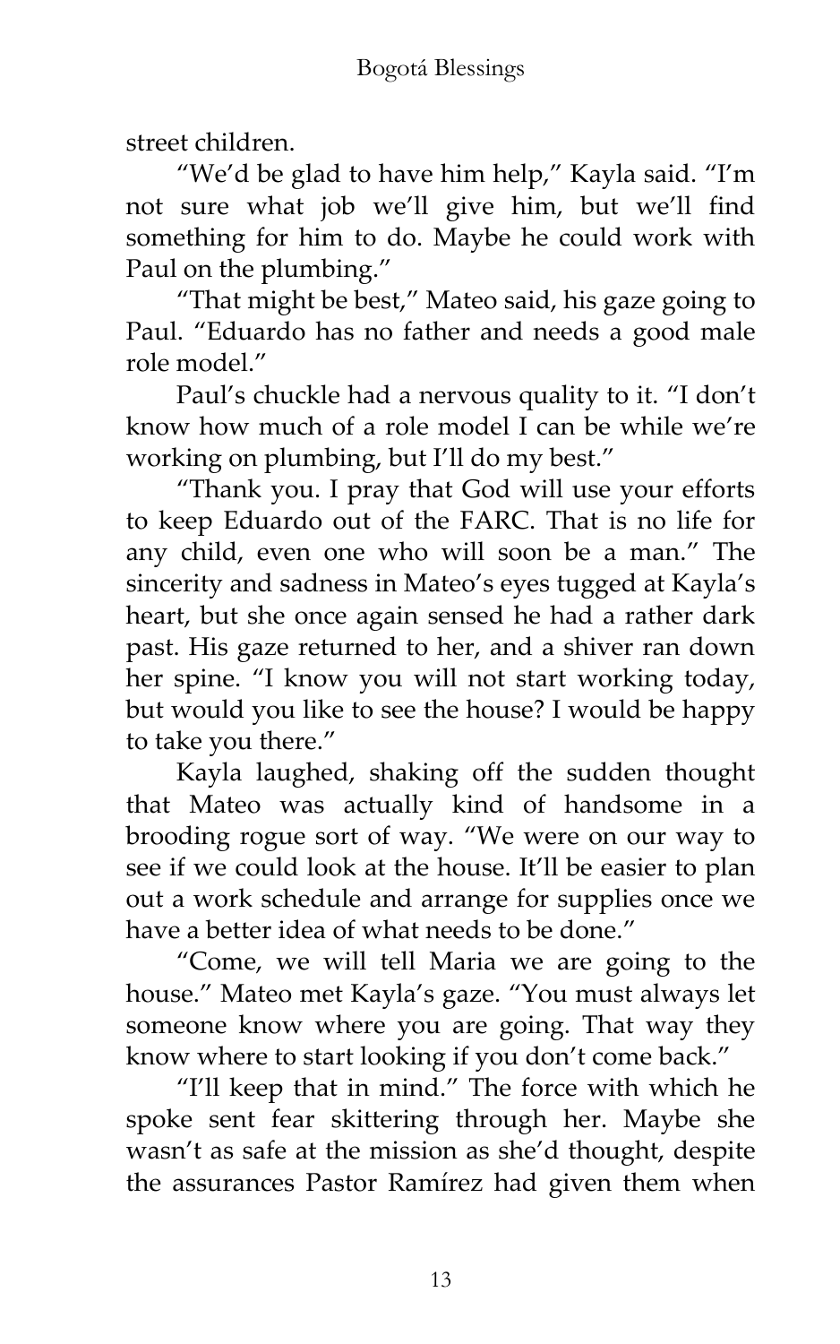street children.

"We'd be glad to have him help," Kayla said. "I'm not sure what job we'll give him, but we'll find something for him to do. Maybe he could work with Paul on the plumbing."

"That might be best," Mateo said, his gaze going to Paul. "Eduardo has no father and needs a good male role model."

Paul's chuckle had a nervous quality to it. "I don't know how much of a role model I can be while we're working on plumbing, but I'll do my best."

"Thank you. I pray that God will use your efforts to keep Eduardo out of the FARC. That is no life for any child, even one who will soon be a man." The sincerity and sadness in Mateo's eyes tugged at Kayla's heart, but she once again sensed he had a rather dark past. His gaze returned to her, and a shiver ran down her spine. "I know you will not start working today, but would you like to see the house? I would be happy to take you there."

Kayla laughed, shaking off the sudden thought that Mateo was actually kind of handsome in a brooding rogue sort of way. "We were on our way to see if we could look at the house. It'll be easier to plan out a work schedule and arrange for supplies once we have a better idea of what needs to be done."

"Come, we will tell Maria we are going to the house." Mateo met Kayla's gaze. "You must always let someone know where you are going. That way they know where to start looking if you don't come back."

"I'll keep that in mind." The force with which he spoke sent fear skittering through her. Maybe she wasn't as safe at the mission as she'd thought, despite the assurances Pastor Ramírez had given them when